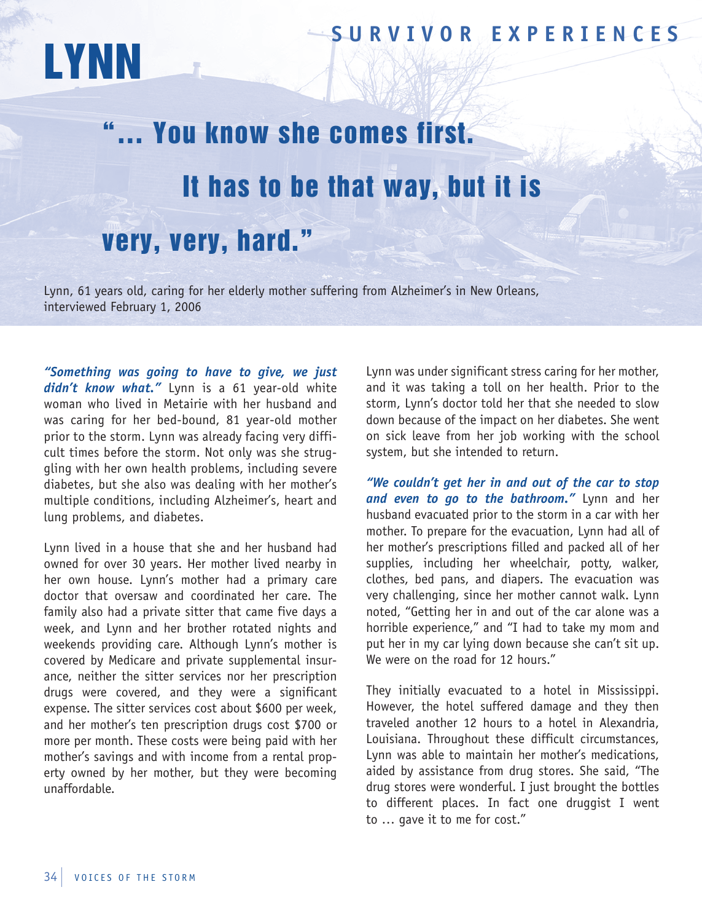SURVIVOR EXPERIENCES

# LYNN

## "... You know she comes first. It has to be that way, but it is very, very, hard."

Lynn, 61 years old, caring for her elderly mother suffering from Alzheimer's in New Orleans, interviewed February 1, 2006

***"Something was going to have to give, we just didn't know what."*** Lynn is a 61 year-old white woman who lived in Metairie with her husband and was caring for her bed-bound, 81 year-old mother prior to the storm. Lynn was already facing very difficult times before the storm. Not only was she struggling with her own health problems, including severe diabetes, but she also was dealing with her mother's multiple conditions, including Alzheimer's, heart and lung problems, and diabetes.

Lynn lived in a house that she and her husband had owned for over 30 years. Her mother lived nearby in her own house. Lynn's mother had a primary care doctor that oversaw and coordinated her care. The family also had a private sitter that came five days a week, and Lynn and her brother rotated nights and weekends providing care. Although Lynn's mother is covered by Medicare and private supplemental insurance, neither the sitter services nor her prescription drugs were covered, and they were a significant expense. The sitter services cost about $600 per week, and her mother's ten prescription drugs cost $700 or more per month. These costs were being paid with her mother's savings and with income from a rental property owned by her mother, but they were becoming unaffordable.

Lynn was under significant stress caring for her mother, and it was taking a toll on her health. Prior to the storm, Lynn's doctor told her that she needed to slow down because of the impact on her diabetes. She went on sick leave from her job working with the school system, but she intended to return.

***"We couldn't get her in and out of the car to stop and even to go to the bathroom."*** Lynn and her husband evacuated prior to the storm in a car with her mother. To prepare for the evacuation, Lynn had all of her mother's prescriptions filled and packed all of her supplies, including her wheelchair, potty, walker, clothes, bed pans, and diapers. The evacuation was very challenging, since her mother cannot walk. Lynn noted, "Getting her in and out of the car alone was a horrible experience," and "I had to take my mom and put her in my car lying down because she can't sit up. We were on the road for 12 hours."

They initially evacuated to a hotel in Mississippi. However, the hotel suffered damage and they then traveled another 12 hours to a hotel in Alexandria, Louisiana. Throughout these difficult circumstances, Lynn was able to maintain her mother's medications, aided by assistance from drug stores. She said, "The drug stores were wonderful. I just brought the bottles to different places. In fact one druggist I went to ... gave it to me for cost."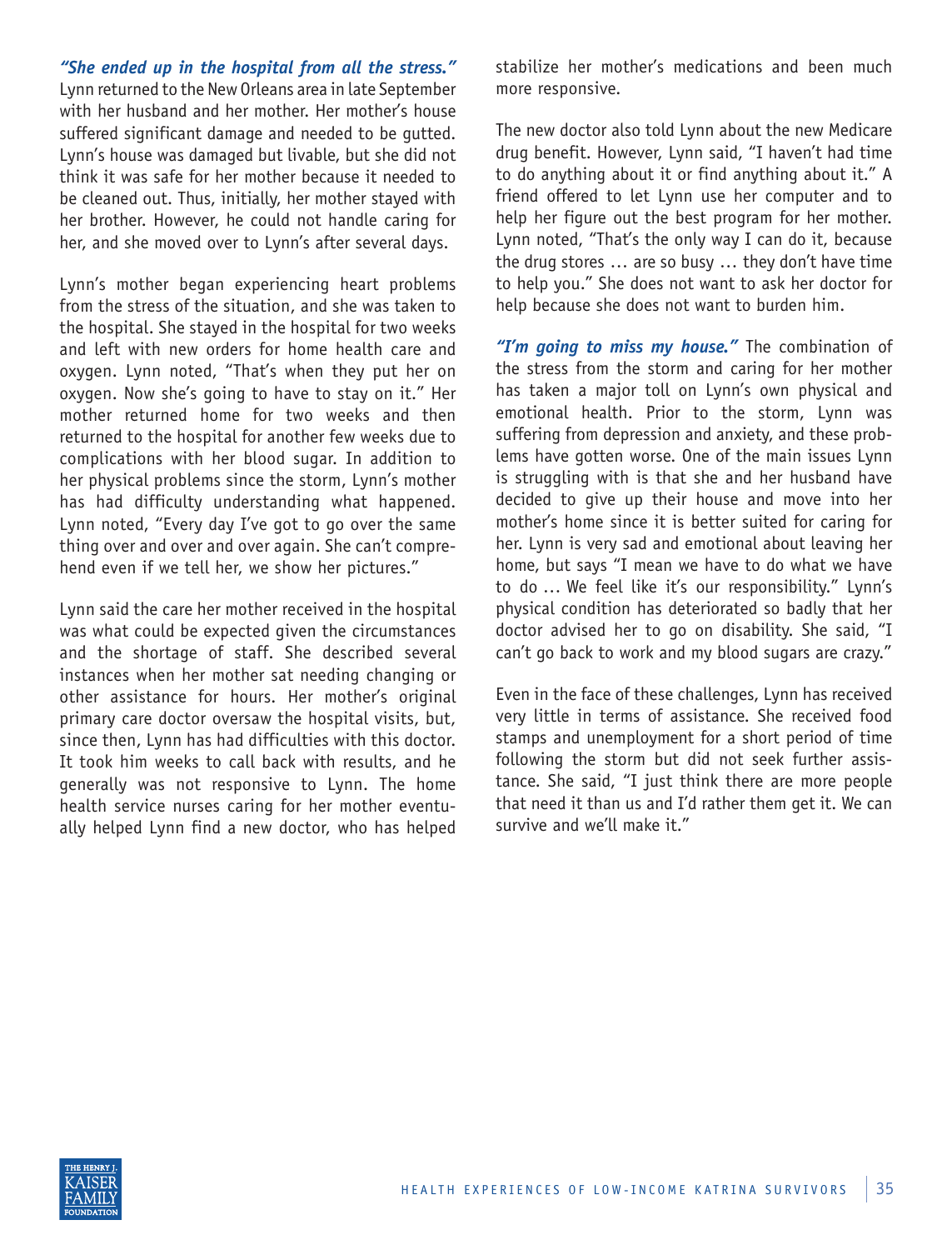***"She ended up in the hospital from all the stress."*** Lynn returned to the New Orleans area in late September with her husband and her mother. Her mother's house suffered significant damage and needed to be gutted. Lynn's house was damaged but livable, but she did not think it was safe for her mother because it needed to be cleaned out. Thus, initially, her mother stayed with her brother. However, he could not handle caring for her, and she moved over to Lynn's after several days.

Lynn's mother began experiencing heart problems from the stress of the situation, and she was taken to the hospital. She stayed in the hospital for two weeks and left with new orders for home health care and oxygen. Lynn noted, "That's when they put her on oxygen. Now she's going to have to stay on it." Her mother returned home for two weeks and then returned to the hospital for another few weeks due to complications with her blood sugar. In addition to her physical problems since the storm, Lynn's mother has had difficulty understanding what happened. Lynn noted, "Every day I've got to go over the same thing over and over and over again. She can't comprehend even if we tell her, we show her pictures."

Lynn said the care her mother received in the hospital was what could be expected given the circumstances and the shortage of staff. She described several instances when her mother sat needing changing or other assistance for hours. Her mother's original primary care doctor oversaw the hospital visits, but, since then, Lynn has had difficulties with this doctor. It took him weeks to call back with results, and he generally was not responsive to Lynn. The home health service nurses caring for her mother eventually helped Lynn find a new doctor, who has helped stabilize her mother's medications and been much more responsive.

The new doctor also told Lynn about the new Medicare drug benefit. However, Lynn said, "I haven't had time to do anything about it or find anything about it." A friend offered to let Lynn use her computer and to help her figure out the best program for her mother. Lynn noted, "That's the only way I can do it, because the drug stores … are so busy … they don't have time to help you." She does not want to ask her doctor for help because she does not want to burden him.

***"I'm going to miss my house."*** The combination of the stress from the storm and caring for her mother has taken a major toll on Lynn's own physical and emotional health. Prior to the storm, Lynn was suffering from depression and anxiety, and these problems have gotten worse. One of the main issues Lynn is struggling with is that she and her husband have decided to give up their house and move into her mother's home since it is better suited for caring for her. Lynn is very sad and emotional about leaving her home, but says "I mean we have to do what we have to do … We feel like it's our responsibility." Lynn's physical condition has deteriorated so badly that her doctor advised her to go on disability. She said, "I can't go back to work and my blood sugars are crazy."

Even in the face of these challenges, Lynn has received very little in terms of assistance. She received food stamps and unemployment for a short period of time following the storm but did not seek further assistance. She said, "I just think there are more people that need it than us and I'd rather them get it. We can survive and we'll make it."